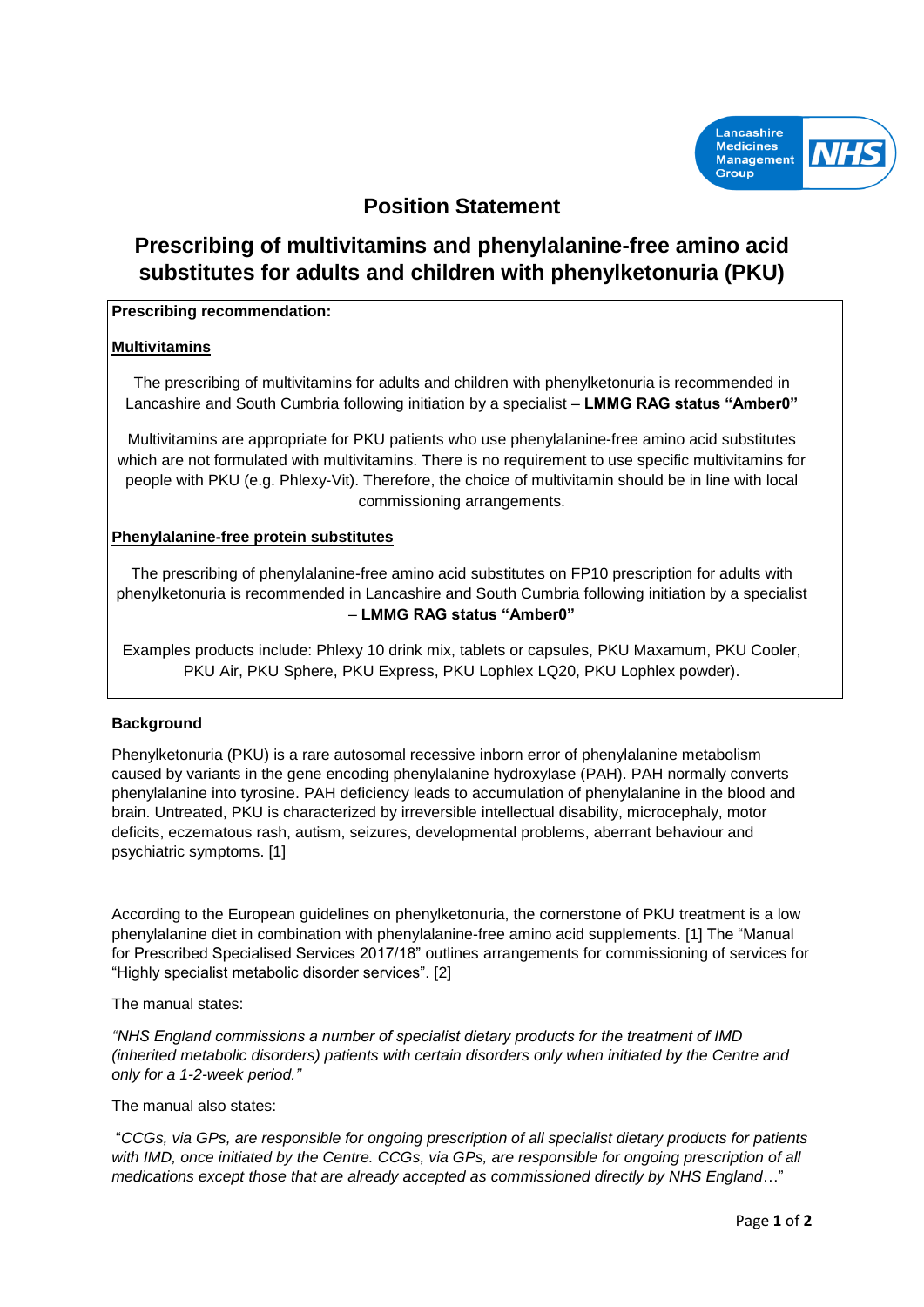Lancashire Medicines Management Group NHS

# Position Statement

## Prescribing of multivitamins and phenylalanine-free amino acid substitutes for adults and children with phenylketonuria (PKU)

**Prescribing recommendation:**

**Multivitamins**

The prescribing of multivitamins for adults and children with phenylketonuria is recommended in Lancashire and South Cumbria following initiation by a specialist – **LMMG RAG status "Amber0"**

Multivitamins are appropriate for PKU patients who use phenylalanine-free amino acid substitutes which are not formulated with multivitamins. There is no requirement to use specific multivitamins for people with PKU (e.g. Phlexy-Vit). Therefore, the choice of multivitamin should be in line with local commissioning arrangements.

**Phenylalanine-free protein substitutes**

The prescribing of phenylalanine-free amino acid substitutes on FP10 prescription for adults with phenylketonuria is recommended in Lancashire and South Cumbria following initiation by a specialist – **LMMG RAG status "Amber0"**

Examples products include: Phlexy 10 drink mix, tablets or capsules, PKU Maxamum, PKU Cooler, PKU Air, PKU Sphere, PKU Express, PKU Lophlex LQ20, PKU Lophlex powder).

### Background

Phenylketonuria (PKU) is a rare autosomal recessive inborn error of phenylalanine metabolism caused by variants in the gene encoding phenylalanine hydroxylase (PAH). PAH normally converts phenylalanine into tyrosine. PAH deficiency leads to accumulation of phenylalanine in the blood and brain. Untreated, PKU is characterized by irreversible intellectual disability, microcephaly, motor deficits, eczematous rash, autism, seizures, developmental problems, aberrant behaviour and psychiatric symptoms. [1]

According to the European guidelines on phenylketonuria, the cornerstone of PKU treatment is a low phenylalanine diet in combination with phenylalanine-free amino acid supplements. [1] The "Manual for Prescribed Specialised Services 2017/18" outlines arrangements for commissioning of services for "Highly specialist metabolic disorder services". [2]

The manual states:

*"NHS England commissions a number of specialist dietary products for the treatment of IMD (inherited metabolic disorders) patients with certain disorders only when initiated by the Centre and only for a 1-2-week period."*

The manual also states:

"*CCGs, via GPs, are responsible for ongoing prescription of all specialist dietary products for patients with IMD, once initiated by the Centre. CCGs, via GPs, are responsible for ongoing prescription of all medications except those that are already accepted as commissioned directly by NHS England*…"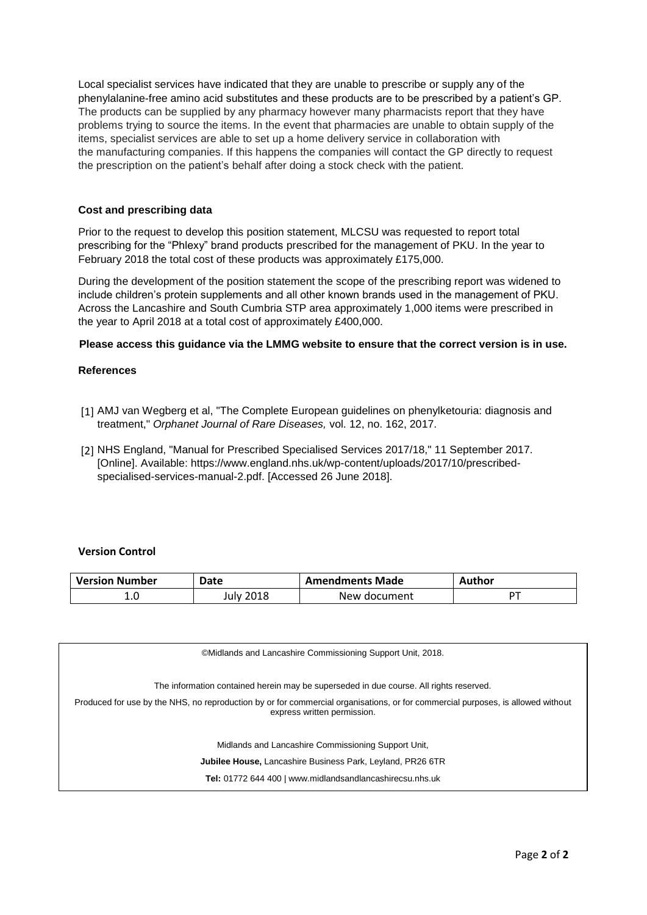Local specialist services have indicated that they are unable to prescribe or supply any of the phenylalanine-free amino acid substitutes and these products are to be prescribed by a patient's GP. The products can be supplied by any pharmacy however many pharmacists report that they have problems trying to source the items. In the event that pharmacies are unable to obtain supply of the items, specialist services are able to set up a home delivery service in collaboration with the manufacturing companies. If this happens the companies will contact the GP directly to request the prescription on the patient's behalf after doing a stock check with the patient.

### Cost and prescribing data

Prior to the request to develop this position statement, MLCSU was requested to report total prescribing for the "Phlexy" brand products prescribed for the management of PKU. In the year to February 2018 the total cost of these products was approximately £175,000.

During the development of the position statement the scope of the prescribing report was widened to include children's protein supplements and all other known brands used in the management of PKU. Across the Lancashire and South Cumbria STP area approximately 1,000 items were prescribed in the year to April 2018 at a total cost of approximately £400,000.

**Please access this guidance via the LMMG website to ensure that the correct version is in use.**

### References

[1] AMJ van Wegberg et al, "The Complete European guidelines on phenylketouria: diagnosis and treatment," *Orphanet Journal of Rare Diseases,* vol. 12, no. 162, 2017.

[2] NHS England, "Manual for Prescribed Specialised Services 2017/18," 11 September 2017. [Online]. Available: https://www.england.nhs.uk/wp-content/uploads/2017/10/prescribed-specialised-services-manual-2.pdf. [Accessed 26 June 2018].

### Version Control

| Version Number | Date | Amendments Made | Author |
|---|---|---|---|
| 1.0 | July 2018 | New document | PT |

©Midlands and Lancashire Commissioning Support Unit, 2018.

The information contained herein may be superseded in due course. All rights reserved.

Produced for use by the NHS, no reproduction by or for commercial organisations, or for commercial purposes, is allowed without express written permission.

Midlands and Lancashire Commissioning Support Unit,

**Jubilee House,** Lancashire Business Park, Leyland, PR26 6TR

**Tel:** 01772 644 400 | www.midlandsandlancashirecsu.nhs.uk